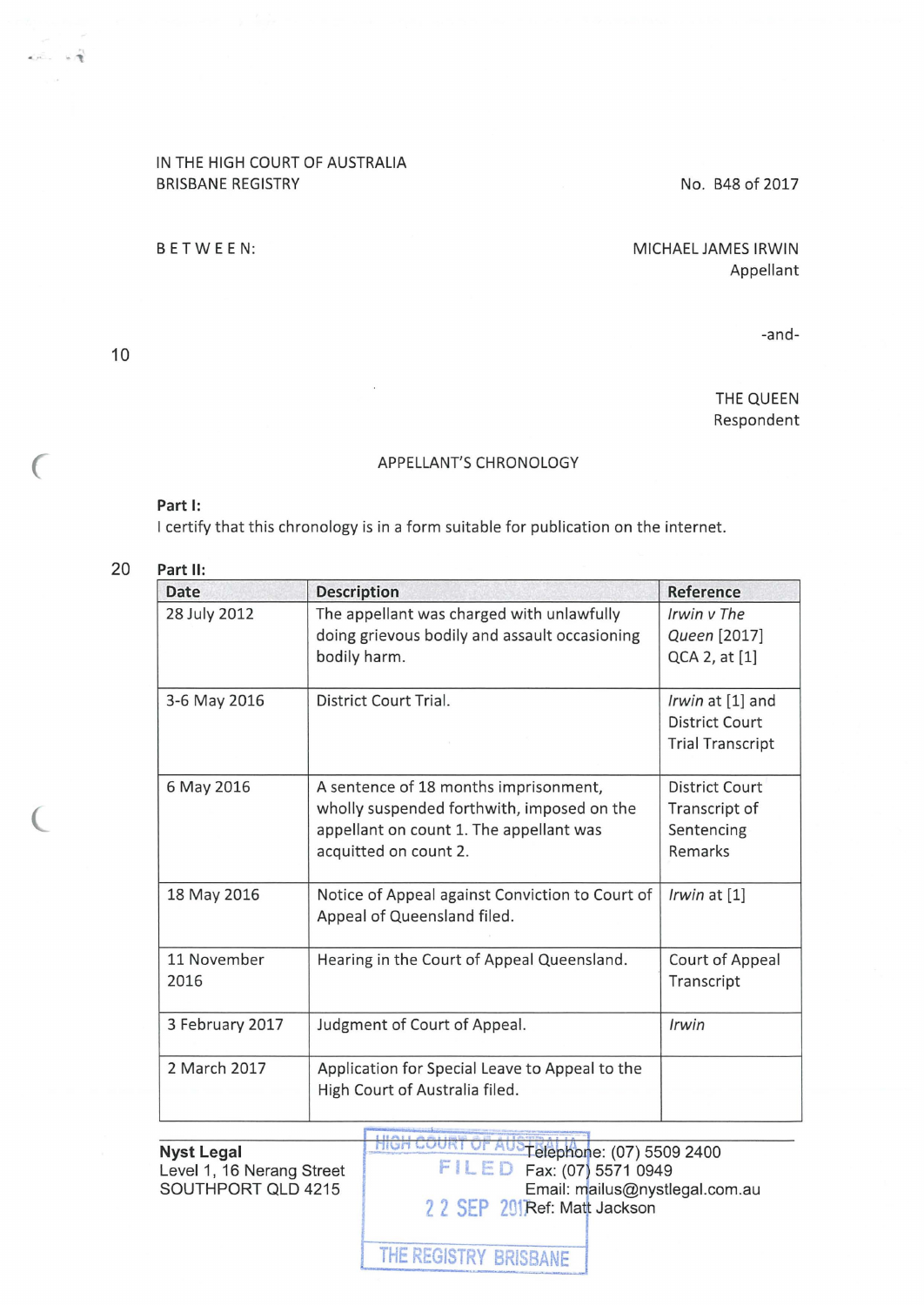IN THE HIGH COURT OF AUSTRALIA
BRISBANE REGISTRY

No. B48 of 2017

BETWEEN:

MICHAEL JAMES IRWIN
Appellant

-and-

THE QUEEN
Respondent

## APPELLANT'S CHRONOLOGY

**Part I:**

I certify that this chronology is in a form suitable for publication on the internet.

**Part II:**

| Date | Description | Reference |
|---|---|---|
| 28 July 2012 | The appellant was charged with unlawfully doing grievous bodily and assault occasioning bodily harm. | *Irwin v The Queen* [2017] QCA 2, at [1] |
| 3-6 May 2016 | District Court Trial. | *Irwin* at [1] and District Court Trial Transcript |
| 6 May 2016 | A sentence of 18 months imprisonment, wholly suspended forthwith, imposed on the appellant on count 1. The appellant was acquitted on count 2. | District Court Transcript of Sentencing Remarks |
| 18 May 2016 | Notice of Appeal against Conviction to Court of Appeal of Queensland filed. | *Irwin* at [1] |
| 11 November 2016 | Hearing in the Court of Appeal Queensland. | Court of Appeal Transcript |
| 3 February 2017 | Judgment of Court of Appeal. | *Irwin* |
| 2 March 2017 | Application for Special Leave to Appeal to the High Court of Australia filed. | |

**Nyst Legal**
Level 1, 16 Nerang Street
SOUTHPORT QLD 4215

Telephone: (07) 5509 2400
Fax: (07) 5571 0949
Email: mailus@nystlegal.com.au
Ref: Matt Jackson

HIGH COURT OF AUSTRALIA
FILED
22 SEP 2017
THE REGISTRY BRISBANE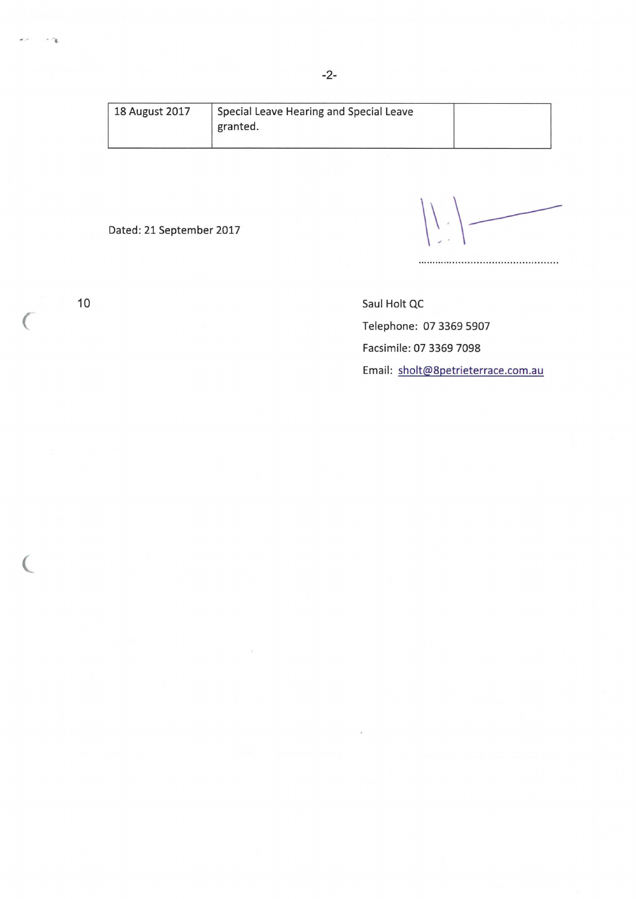| | | |
|---|---|---|
| 18 August 2017 | Special Leave Hearing and Special Leave granted. | |

Dated: 21 September 2017

...............................................

10

Saul Holt QC

Telephone: 07 3369 5907

Facsimile: 07 3369 7098

Email: sholt@8petrieterrace.com.au